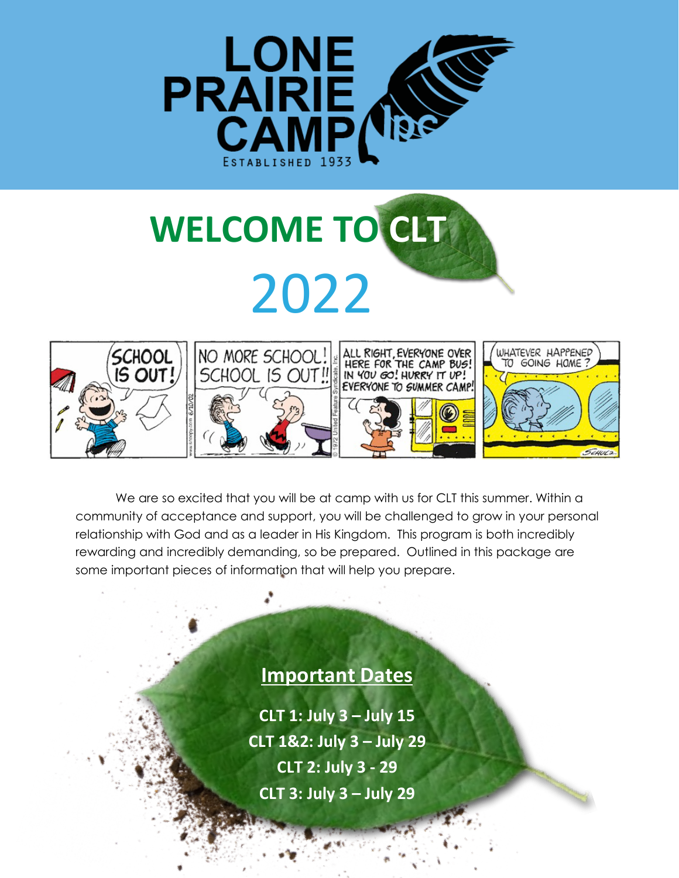# LONE PRAIRIE CAMP

ESTABLISHED 1933

# WELCOME TO CLT

# 2022

We are so excited that you will be at camp with us for CLT this summer. Within a community of acceptance and support, you will be challenged to grow in your personal relationship with God and as a leader in His Kingdom. This program is both incredibly rewarding and incredibly demanding, so be prepared. Outlined in this package are some important pieces of information that will help you prepare.

## Important Dates

**CLT 1: July 3 – July 15**

**CLT 1&2: July 3 – July 29**

**CLT 2: July 3 - 29**

**CLT 3: July 3 – July 29**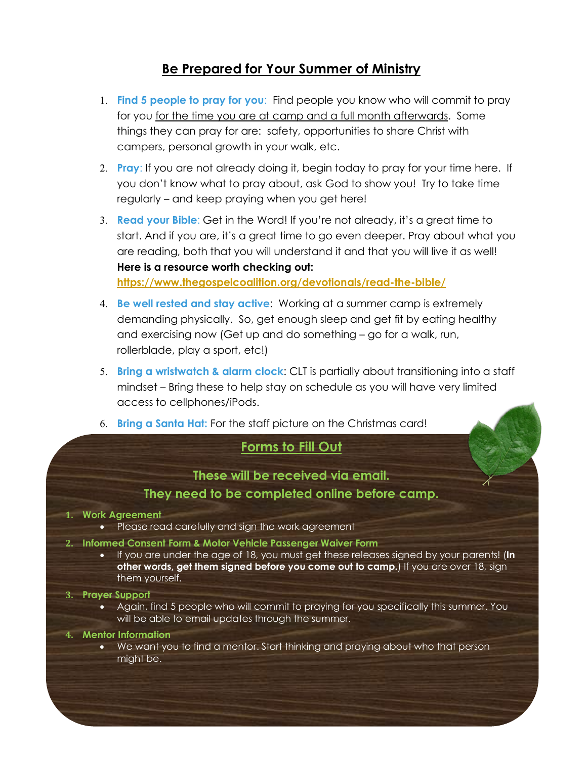## Be Prepared for Your Summer of Ministry

1. **Find 5 people to pray for you**: Find people you know who will commit to pray for you for the time you are at camp and a full month afterwards. Some things they can pray for are: safety, opportunities to share Christ with campers, personal growth in your walk, etc.
2. **Pray**: If you are not already doing it, begin today to pray for your time here. If you don't know what to pray about, ask God to show you! Try to take time regularly – and keep praying when you get here!
3. **Read your Bible**: Get in the Word! If you're not already, it's a great time to start. And if you are, it's a great time to go even deeper. Pray about what you are reading, both that you will understand it and that you will live it as well!
   **Here is a resource worth checking out:**
   **https://www.thegospelcoalition.org/devotionals/read-the-bible/**
4. **Be well rested and stay active**: Working at a summer camp is extremely demanding physically. So, get enough sleep and get fit by eating healthy and exercising now (Get up and do something – go for a walk, run, rollerblade, play a sport, etc!)
5. **Bring a wristwatch & alarm clock**: CLT is partially about transitioning into a staff mindset – Bring these to help stay on schedule as you will have very limited access to cellphones/iPods.
6. **Bring a Santa Hat:** For the staff picture on the Christmas card!

### Forms to Fill Out

**These will be received via email.**
**They need to be completed online before camp.**

1. **Work Agreement**
   - Please read carefully and sign the work agreement
2. **Informed Consent Form & Motor Vehicle Passenger Waiver Form**
   - If you are under the age of 18, you must get these releases signed by your parents! (**In other words, get them signed before you come out to camp.**) If you are over 18, sign them yourself.
3. **Prayer Support**
   - Again, find 5 people who will commit to praying for you specifically this summer. You will be able to email updates through the summer.
4. **Mentor Information**
   - We want you to find a mentor. Start thinking and praying about who that person might be.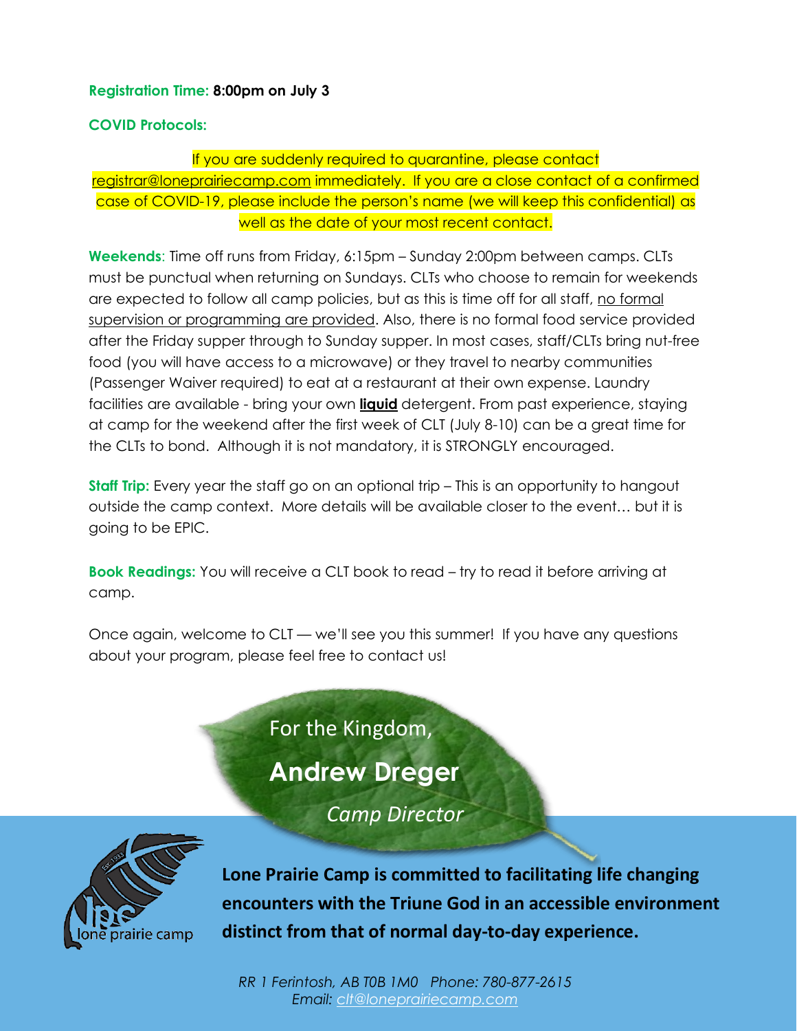**Registration Time:** **8:00pm on July 3**

**COVID Protocols:**

If you are suddenly required to quarantine, please contact registrar@loneprairiecamp.com immediately. If you are a close contact of a confirmed case of COVID-19, please include the person's name (we will keep this confidential) as well as the date of your most recent contact.

**Weekends**: Time off runs from Friday, 6:15pm – Sunday 2:00pm between camps. CLTs must be punctual when returning on Sundays. CLTs who choose to remain for weekends are expected to follow all camp policies, but as this is time off for all staff, no formal supervision or programming are provided. Also, there is no formal food service provided after the Friday supper through to Sunday supper. In most cases, staff/CLTs bring nut-free food (you will have access to a microwave) or they travel to nearby communities (Passenger Waiver required) to eat at a restaurant at their own expense. Laundry facilities are available - bring your own **liquid** detergent. From past experience, staying at camp for the weekend after the first week of CLT (July 8-10) can be a great time for the CLTs to bond. Although it is not mandatory, it is STRONGLY encouraged.

**Staff Trip:** Every year the staff go on an optional trip – This is an opportunity to hangout outside the camp context. More details will be available closer to the event… but it is going to be EPIC.

**Book Readings:** You will receive a CLT book to read – try to read it before arriving at camp.

Once again, welcome to CLT — we'll see you this summer! If you have any questions about your program, please feel free to contact us!

For the Kingdom,

**Andrew Dreger**

*Camp Director*

lone prairie camp

**Lone Prairie Camp is committed to facilitating life changing encounters with the Triune God in an accessible environment distinct from that of normal day-to-day experience.**

*RR 1 Ferintosh, AB T0B 1M0 Phone: 780-877-2615*
*Email: clt@loneprairiecamp.com*